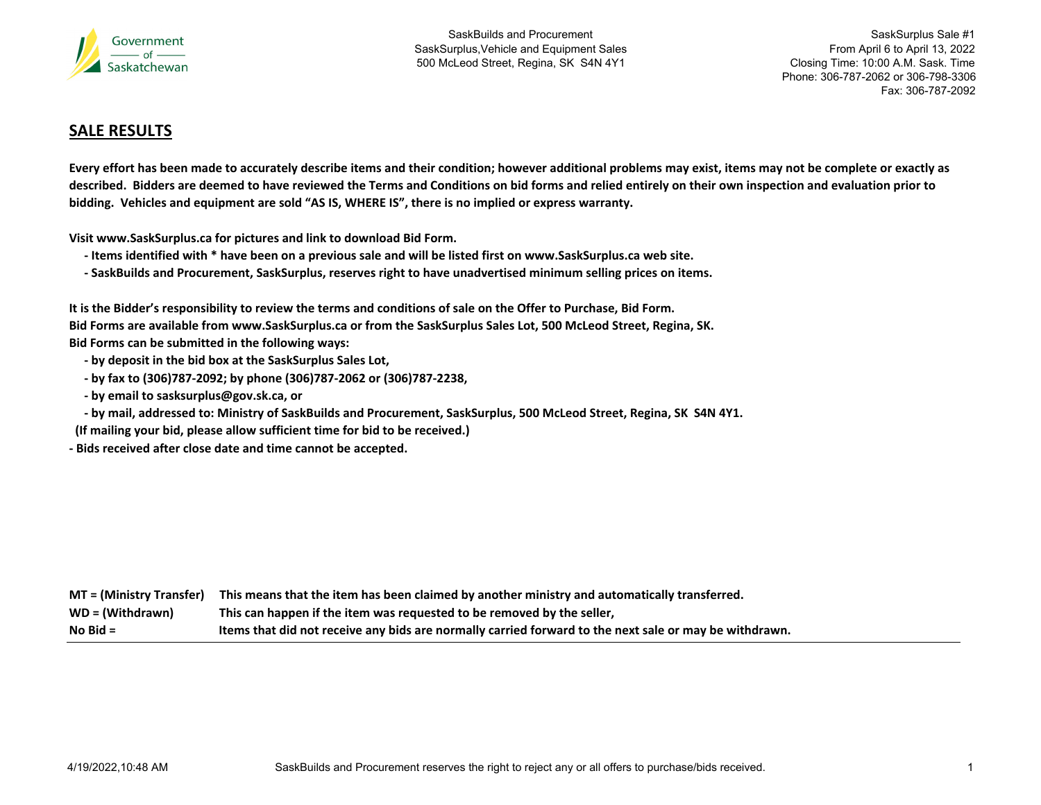Government of Saskatchewan

SaskBuilds and Procurement
SaskSurplus,Vehicle and Equipment Sales
500 McLeod Street, Regina, SK S4N 4Y1

SaskSurplus Sale #1
From April 6 to April 13, 2022
Closing Time: 10:00 A.M. Sask. Time
Phone: 306-787-2062 or 306-798-3306
Fax: 306-787-2092

## SALE RESULTS

**Every effort has been made to accurately describe items and their condition; however additional problems may exist, items may not be complete or exactly as described. Bidders are deemed to have reviewed the Terms and Conditions on bid forms and relied entirely on their own inspection and evaluation prior to bidding. Vehicles and equipment are sold "AS IS, WHERE IS", there is no implied or express warranty.**

**Visit www.SaskSurplus.ca for pictures and link to download Bid Form.**

- **Items identified with * have been on a previous sale and will be listed first on www.SaskSurplus.ca web site.**
- **SaskBuilds and Procurement, SaskSurplus, reserves right to have unadvertised minimum selling prices on items.**

**It is the Bidder's responsibility to review the terms and conditions of sale on the Offer to Purchase, Bid Form.**
**Bid Forms are available from www.SaskSurplus.ca or from the SaskSurplus Sales Lot, 500 McLeod Street, Regina, SK.**
**Bid Forms can be submitted in the following ways:**

- **by deposit in the bid box at the SaskSurplus Sales Lot,**
- **by fax to (306)787-2092; by phone (306)787-2062 or (306)787-2238,**
- **by email to sasksurplus@gov.sk.ca, or**
- **by mail, addressed to: Ministry of SaskBuilds and Procurement, SaskSurplus, 500 McLeod Street, Regina, SK S4N 4Y1.**

**(If mailing your bid, please allow sufficient time for bid to be received.)**

**- Bids received after close date and time cannot be accepted.**

| | |
|---|---|
| **MT = (Ministry Transfer)** | **This means that the item has been claimed by another ministry and automatically transferred.** |
| **WD = (Withdrawn)** | **This can happen if the item was requested to be removed by the seller,** |
| **No Bid =** | **Items that did not receive any bids are normally carried forward to the next sale or may be withdrawn.** |

4/19/2022,10:48 AM SaskBuilds and Procurement reserves the right to reject any or all offers to purchase/bids received.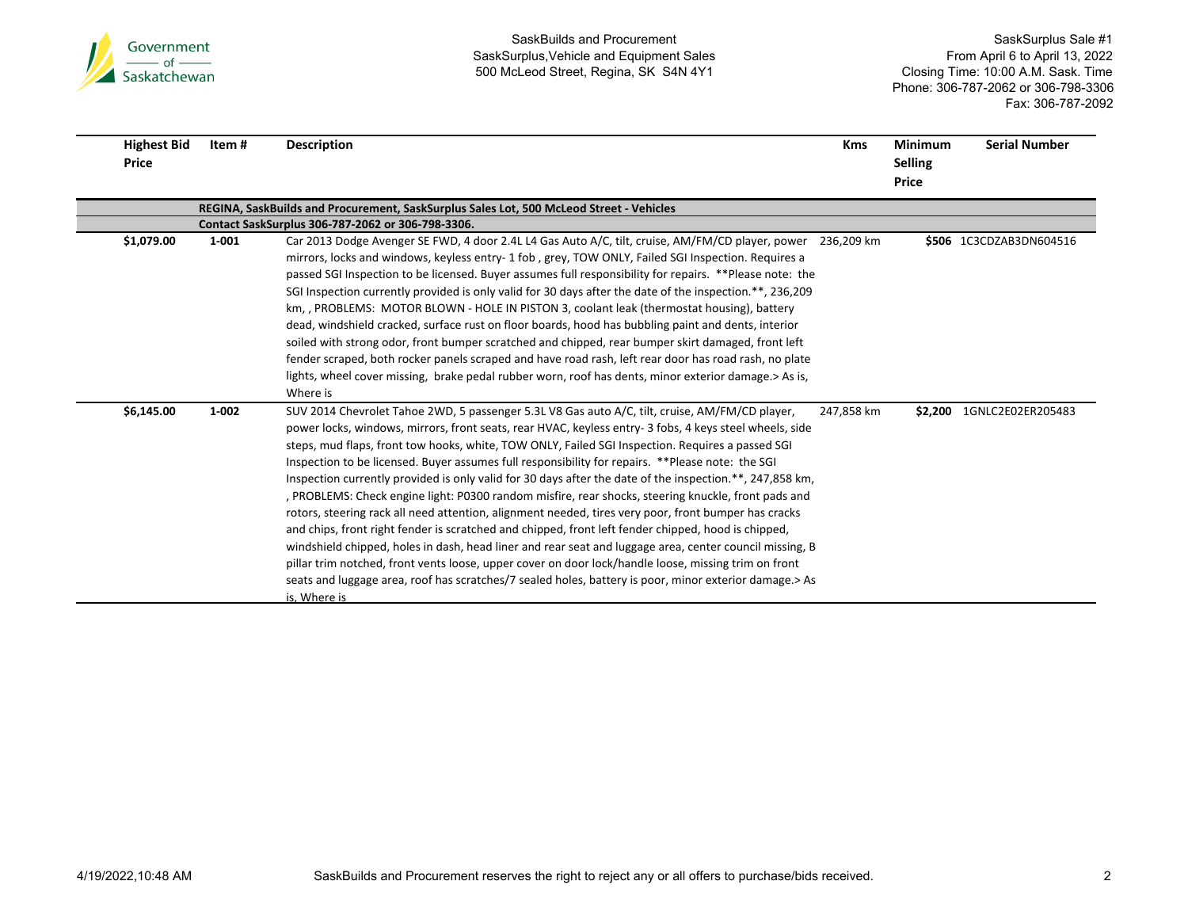SaskBuilds and Procurement
SaskSurplus,Vehicle and Equipment Sales
500 McLeod Street, Regina, SK S4N 4Y1

SaskSurplus Sale #1
From April 6 to April 13, 2022
Closing Time: 10:00 A.M. Sask. Time
Phone: 306-787-2062 or 306-798-3306
Fax: 306-787-2092

| Highest Bid Price | Item # | Description | Kms | Minimum Selling Price | Serial Number |
|---|---|---|---|---|---|
| | | **REGINA, SaskBuilds and Procurement, SaskSurplus Sales Lot, 500 McLeod Street - Vehicles** | | | |
| | | **Contact SaskSurplus 306-787-2062 or 306-798-3306.** | | | |
| $1,079.00 | 1-001 | Car 2013 Dodge Avenger SE FWD, 4 door 2.4L L4 Gas Auto A/C, tilt, cruise, AM/FM/CD player, power mirrors, locks and windows, keyless entry- 1 fob , grey, TOW ONLY, Failed SGI Inspection. Requires a passed SGI Inspection to be licensed. Buyer assumes full responsibility for repairs. **Please note: the SGI Inspection currently provided is only valid for 30 days after the date of the inspection.**, 236,209 km, , PROBLEMS: MOTOR BLOWN - HOLE IN PISTON 3, coolant leak (thermostat housing), battery dead, windshield cracked, surface rust on floor boards, hood has bubbling paint and dents, interior soiled with strong odor, front bumper scratched and chipped, rear bumper skirt damaged, front left fender scraped, both rocker panels scraped and have road rash, left rear door has road rash, no plate lights, wheel cover missing, brake pedal rubber worn, roof has dents, minor exterior damage.> As is, Where is | 236,209 km | $506 | 1C3CDZAB3DN604516 |
| $6,145.00 | 1-002 | SUV 2014 Chevrolet Tahoe 2WD, 5 passenger 5.3L V8 Gas auto A/C, tilt, cruise, AM/FM/CD player, power locks, windows, mirrors, front seats, rear HVAC, keyless entry- 3 fobs, 4 keys steel wheels, side steps, mud flaps, front tow hooks, white, TOW ONLY, Failed SGI Inspection. Requires a passed SGI Inspection to be licensed. Buyer assumes full responsibility for repairs. **Please note: the SGI Inspection currently provided is only valid for 30 days after the date of the inspection.**, 247,858 km, , PROBLEMS: Check engine light: P0300 random misfire, rear shocks, steering knuckle, front pads and rotors, steering rack all need attention, alignment needed, tires very poor, front bumper has cracks and chips, front right fender is scratched and chipped, front left fender chipped, hood is chipped, windshield chipped, holes in dash, head liner and rear seat and luggage area, center council missing, B pillar trim notched, front vents loose, upper cover on door lock/handle loose, missing trim on front seats and luggage area, roof has scratches/7 sealed holes, battery is poor, minor exterior damage.> As is, Where is | 247,858 km | $2,200 | 1GNLC2E02ER205483 |

4/19/2022,10:48 AM

SaskBuilds and Procurement reserves the right to reject any or all offers to purchase/bids received.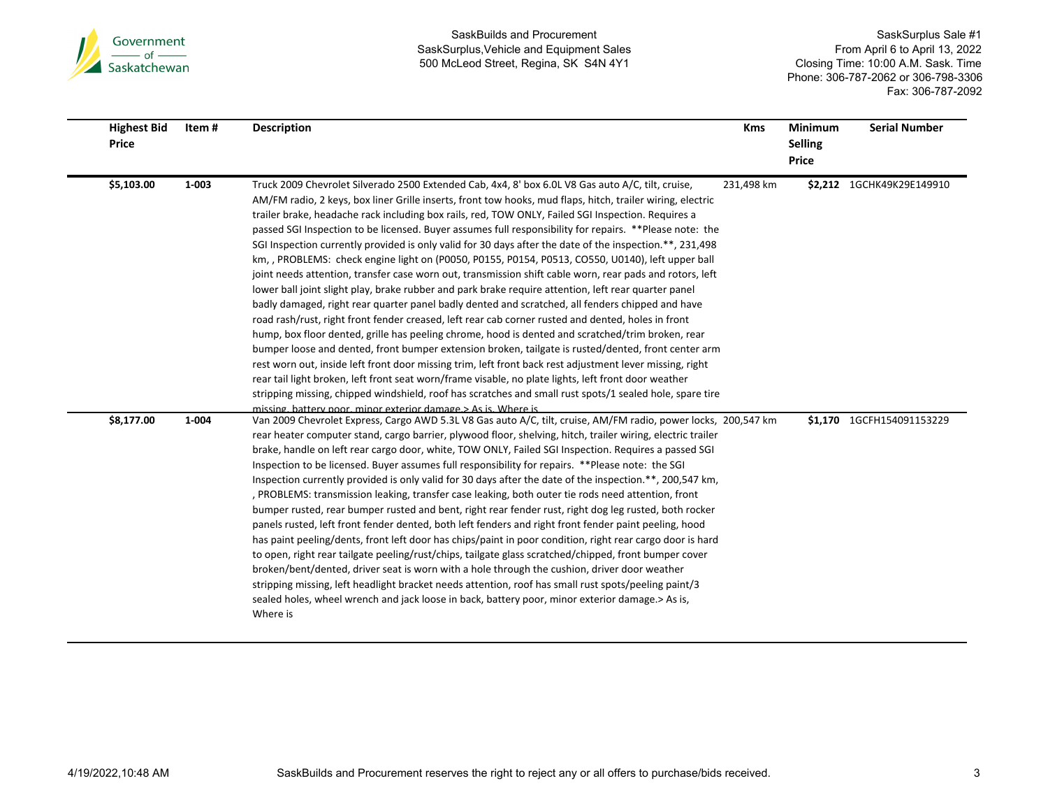| Highest Bid Price | Item # | Description | Kms | Minimum Selling Price | Serial Number |
|---|---|---|---|---|---|
| $5,103.00 | 1-003 | Truck 2009 Chevrolet Silverado 2500 Extended Cab, 4x4, 8' box 6.0L V8 Gas auto A/C, tilt, cruise, AM/FM radio, 2 keys, box liner Grille inserts, front tow hooks, mud flaps, hitch, trailer wiring, electric trailer brake, headache rack including box rails, red, TOW ONLY, Failed SGI Inspection. Requires a passed SGI Inspection to be licensed. Buyer assumes full responsibility for repairs. **Please note: the SGI Inspection currently provided is only valid for 30 days after the date of the inspection.**, 231,498 km, , PROBLEMS: check engine light on (P0050, P0155, P0154, P0513, CO550, U0140), left upper ball joint needs attention, transfer case worn out, transmission shift cable worn, rear pads and rotors, left lower ball joint slight play, brake rubber and park brake require attention, left rear quarter panel badly damaged, right rear quarter panel badly dented and scratched, all fenders chipped and have road rash/rust, right front fender creased, left rear cab corner rusted and dented, holes in front hump, box floor dented, grille has peeling chrome, hood is dented and scratched/trim broken, rear bumper loose and dented, front bumper extension broken, tailgate is rusted/dented, front center arm rest worn out, inside left front door missing trim, left front back rest adjustment lever missing, right rear tail light broken, left front seat worn/frame visable, no plate lights, left front door weather stripping missing, chipped windshield, roof has scratches and small rust spots/1 sealed hole, spare tire missing, battery poor, minor exterior damage.> As is, Where is | 231,498 km | $2,212 | 1GCHK49K29E149910 |
| $8,177.00 | 1-004 | Van 2009 Chevrolet Express, Cargo AWD 5.3L V8 Gas auto A/C, tilt, cruise, AM/FM radio, power locks, rear heater computer stand, cargo barrier, plywood floor, shelving, hitch, trailer wiring, electric trailer brake, handle on left rear cargo door, white, TOW ONLY, Failed SGI Inspection. Requires a passed SGI Inspection to be licensed. Buyer assumes full responsibility for repairs. **Please note: the SGI Inspection currently provided is only valid for 30 days after the date of the inspection.**, 200,547 km, , PROBLEMS: transmission leaking, transfer case leaking, both outer tie rods need attention, front bumper rusted, rear bumper rusted and bent, right rear fender rust, right dog leg rusted, both rocker panels rusted, left front fender dented, both left fenders and right front fender paint peeling, hood has paint peeling/dents, front left door has chips/paint in poor condition, right rear cargo door is hard to open, right rear tailgate peeling/rust/chips, tailgate glass scratched/chipped, front bumper cover broken/bent/dented, driver seat is worn with a hole through the cushion, driver door weather stripping missing, left headlight bracket needs attention, roof has small rust spots/peeling paint/3 sealed holes, wheel wrench and jack loose in back, battery poor, minor exterior damage.> As is, Where is | 200,547 km | $1,170 | 1GCFH154091153229 |

4/19/2022,10:48 AM

SaskBuilds and Procurement reserves the right to reject any or all offers to purchase/bids received.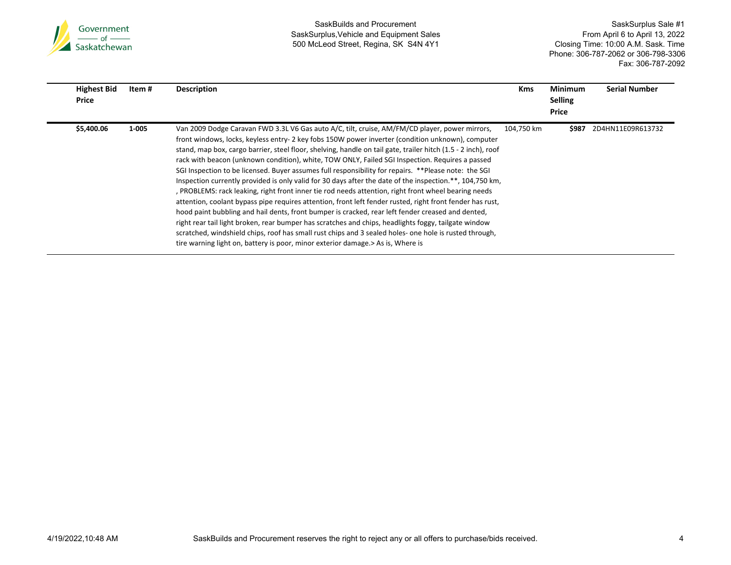SaskBuilds and Procurement
SaskSurplus,Vehicle and Equipment Sales
500 McLeod Street, Regina, SK S4N 4Y1

SaskSurplus Sale #1
From April 6 to April 13, 2022
Closing Time: 10:00 A.M. Sask. Time
Phone: 306-787-2062 or 306-798-3306
Fax: 306-787-2092

| Highest Bid Price | Item # | Description | Kms | Minimum Selling Price | Serial Number |
|---|---|---|---|---|---|
| $5,400.06 | 1-005 | Van 2009 Dodge Caravan FWD 3.3L V6 Gas auto A/C, tilt, cruise, AM/FM/CD player, power mirrors, front windows, locks, keyless entry- 2 key fobs 150W power inverter (condition unknown), computer stand, map box, cargo barrier, steel floor, shelving, handle on tail gate, trailer hitch (1.5 - 2 inch), roof rack with beacon (unknown condition), white, TOW ONLY, Failed SGI Inspection. Requires a passed SGI Inspection to be licensed. Buyer assumes full responsibility for repairs. **Please note: the SGI Inspection currently provided is only valid for 30 days after the date of the inspection.**, 104,750 km, , PROBLEMS: rack leaking, right front inner tie rod needs attention, right front wheel bearing needs attention, coolant bypass pipe requires attention, front left fender rusted, right front fender has rust, hood paint bubbling and hail dents, front bumper is cracked, rear left fender creased and dented, right rear tail light broken, rear bumper has scratches and chips, headlights foggy, tailgate window scratched, windshield chips, roof has small rust chips and 3 sealed holes- one hole is rusted through, tire warning light on, battery is poor, minor exterior damage.> As is, Where is | 104,750 km | $987 | 2D4HN11E09R613732 |

4/19/2022,10:48 AM

SaskBuilds and Procurement reserves the right to reject any or all offers to purchase/bids received.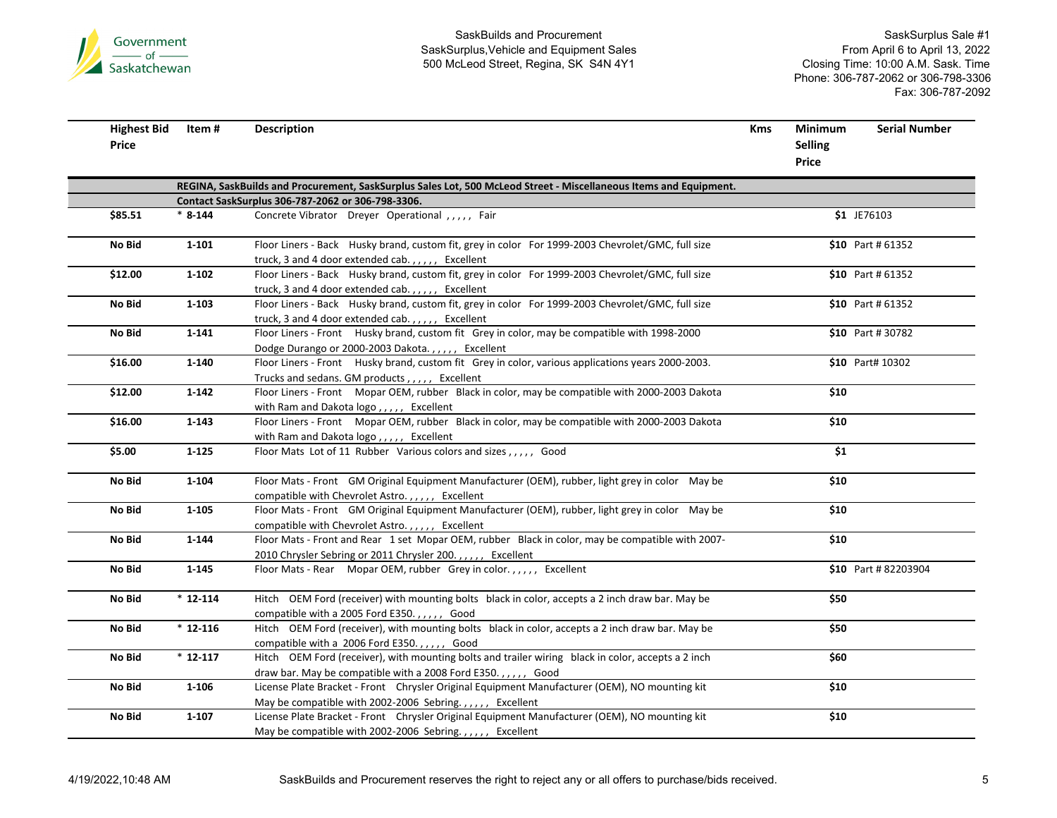| Highest Bid Price | Item # | Description | Kms | Minimum Selling Price | Serial Number |
|---|---|---|---|---|---|
| | | **REGINA, SaskBuilds and Procurement, SaskSurplus Sales Lot, 500 McLeod Street - Miscellaneous Items and Equipment.** | | | |
| | | **Contact SaskSurplus 306-787-2062 or 306-798-3306.** | | | |
| **$85.51** | **\* 8-144** | Concrete Vibrator Dreyer Operational , , , , , Fair | | **$1** | JE76103 |
| **No Bid** | **1-101** | Floor Liners - Back Husky brand, custom fit, grey in color For 1999-2003 Chevrolet/GMC, full size truck, 3 and 4 door extended cab. , , , , , Excellent | | **$10** | Part # 61352 |
| **$12.00** | **1-102** | Floor Liners - Back Husky brand, custom fit, grey in color For 1999-2003 Chevrolet/GMC, full size truck, 3 and 4 door extended cab. , , , , , Excellent | | **$10** | Part # 61352 |
| **No Bid** | **1-103** | Floor Liners - Back Husky brand, custom fit, grey in color For 1999-2003 Chevrolet/GMC, full size truck, 3 and 4 door extended cab. , , , , , Excellent | | **$10** | Part # 61352 |
| **No Bid** | **1-141** | Floor Liners - Front Husky brand, custom fit Grey in color, may be compatible with 1998-2000 Dodge Durango or 2000-2003 Dakota. , , , , , Excellent | | **$10** | Part # 30782 |
| **$16.00** | **1-140** | Floor Liners - Front Husky brand, custom fit Grey in color, various applications years 2000-2003. Trucks and sedans. GM products , , , , , Excellent | | **$10** | Part# 10302 |
| **$12.00** | **1-142** | Floor Liners - Front Mopar OEM, rubber Black in color, may be compatible with 2000-2003 Dakota with Ram and Dakota logo , , , , , Excellent | | **$10** | |
| **$16.00** | **1-143** | Floor Liners - Front Mopar OEM, rubber Black in color, may be compatible with 2000-2003 Dakota with Ram and Dakota logo , , , , , Excellent | | **$10** | |
| **$5.00** | **1-125** | Floor Mats Lot of 11 Rubber Various colors and sizes , , , , , Good | | **$1** | |
| **No Bid** | **1-104** | Floor Mats - Front GM Original Equipment Manufacturer (OEM), rubber, light grey in color May be compatible with Chevrolet Astro. , , , , , Excellent | | **$10** | |
| **No Bid** | **1-105** | Floor Mats - Front GM Original Equipment Manufacturer (OEM), rubber, light grey in color May be compatible with Chevrolet Astro. , , , , , Excellent | | **$10** | |
| **No Bid** | **1-144** | Floor Mats - Front and Rear 1 set Mopar OEM, rubber Black in color, may be compatible with 2007-2010 Chrysler Sebring or 2011 Chrysler 200. , , , , , Excellent | | **$10** | |
| **No Bid** | **1-145** | Floor Mats - Rear Mopar OEM, rubber Grey in color. , , , , , Excellent | | **$10** | Part # 82203904 |
| **No Bid** | **\* 12-114** | Hitch OEM Ford (receiver) with mounting bolts black in color, accepts a 2 inch draw bar. May be compatible with a 2005 Ford E350. , , , , , Good | | **$50** | |
| **No Bid** | **\* 12-116** | Hitch OEM Ford (receiver), with mounting bolts black in color, accepts a 2 inch draw bar. May be compatible with a 2006 Ford E350. , , , , , Good | | **$50** | |
| **No Bid** | **\* 12-117** | Hitch OEM Ford (receiver), with mounting bolts and trailer wiring black in color, accepts a 2 inch draw bar. May be compatible with a 2008 Ford E350. , , , , , Good | | **$60** | |
| **No Bid** | **1-106** | License Plate Bracket - Front Chrysler Original Equipment Manufacturer (OEM), NO mounting kit May be compatible with 2002-2006 Sebring. , , , , , Excellent | | **$10** | |
| **No Bid** | **1-107** | License Plate Bracket - Front Chrysler Original Equipment Manufacturer (OEM), NO mounting kit May be compatible with 2002-2006 Sebring. , , , , , Excellent | | **$10** | |

SaskBuilds and Procurement reserves the right to reject any or all offers to purchase/bids received.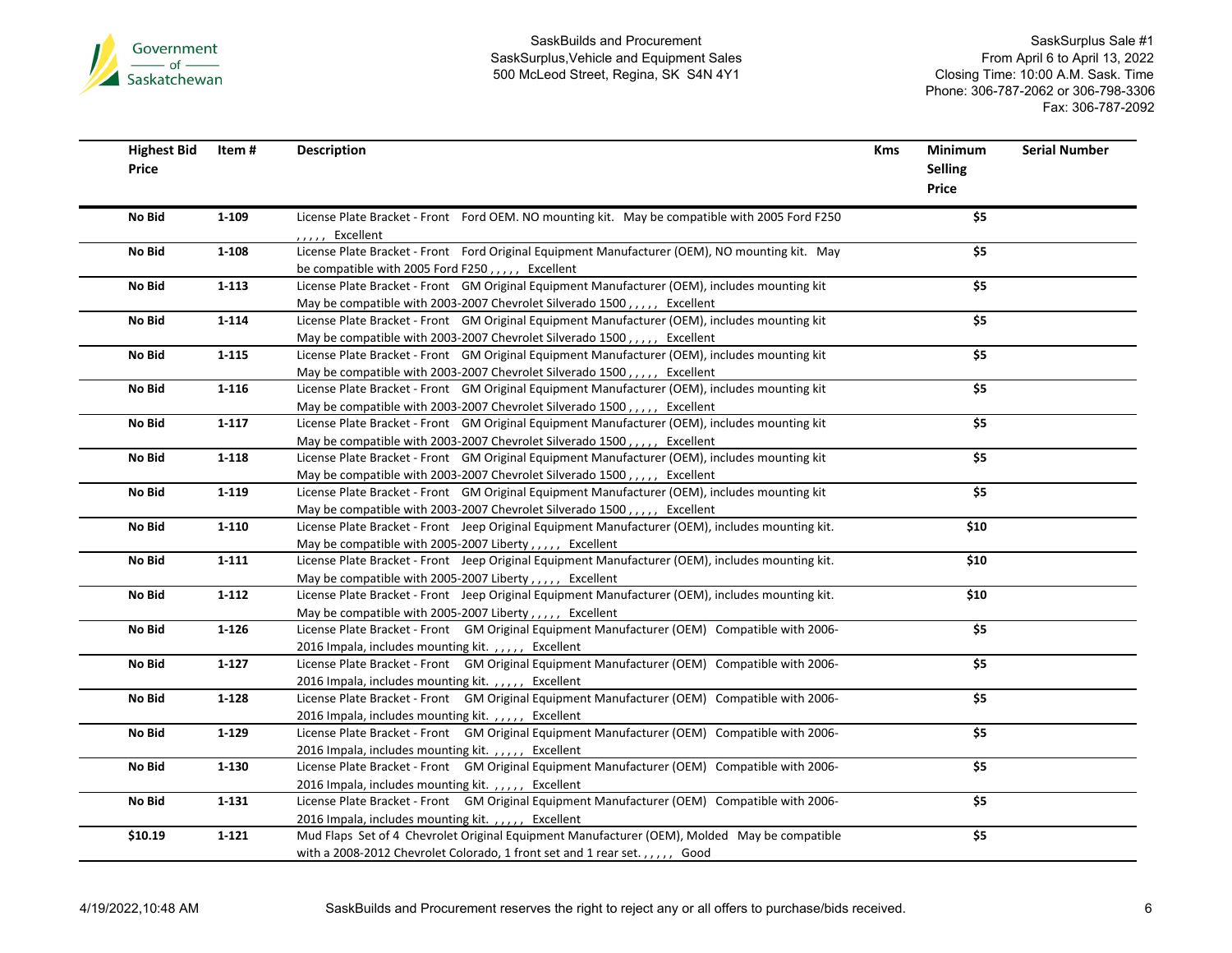| Highest Bid Price | Item # | Description | Kms | Minimum Selling Price | Serial Number |
|---|---|---|---|---|---|
| No Bid | 1-109 | License Plate Bracket - Front Ford OEM. NO mounting kit. May be compatible with 2005 Ford F250 , , , , , Excellent | | $5 | |
| No Bid | 1-108 | License Plate Bracket - Front Ford Original Equipment Manufacturer (OEM), NO mounting kit. May be compatible with 2005 Ford F250 , , , , , Excellent | | $5 | |
| No Bid | 1-113 | License Plate Bracket - Front GM Original Equipment Manufacturer (OEM), includes mounting kit May be compatible with 2003-2007 Chevrolet Silverado 1500 , , , , , Excellent | | $5 | |
| No Bid | 1-114 | License Plate Bracket - Front GM Original Equipment Manufacturer (OEM), includes mounting kit May be compatible with 2003-2007 Chevrolet Silverado 1500 , , , , , Excellent | | $5 | |
| No Bid | 1-115 | License Plate Bracket - Front GM Original Equipment Manufacturer (OEM), includes mounting kit May be compatible with 2003-2007 Chevrolet Silverado 1500 , , , , , Excellent | | $5 | |
| No Bid | 1-116 | License Plate Bracket - Front GM Original Equipment Manufacturer (OEM), includes mounting kit May be compatible with 2003-2007 Chevrolet Silverado 1500 , , , , , Excellent | | $5 | |
| No Bid | 1-117 | License Plate Bracket - Front GM Original Equipment Manufacturer (OEM), includes mounting kit May be compatible with 2003-2007 Chevrolet Silverado 1500 , , , , , Excellent | | $5 | |
| No Bid | 1-118 | License Plate Bracket - Front GM Original Equipment Manufacturer (OEM), includes mounting kit May be compatible with 2003-2007 Chevrolet Silverado 1500 , , , , , Excellent | | $5 | |
| No Bid | 1-119 | License Plate Bracket - Front GM Original Equipment Manufacturer (OEM), includes mounting kit May be compatible with 2003-2007 Chevrolet Silverado 1500 , , , , , Excellent | | $5 | |
| No Bid | 1-110 | License Plate Bracket - Front Jeep Original Equipment Manufacturer (OEM), includes mounting kit. May be compatible with 2005-2007 Liberty , , , , , Excellent | | $10 | |
| No Bid | 1-111 | License Plate Bracket - Front Jeep Original Equipment Manufacturer (OEM), includes mounting kit. May be compatible with 2005-2007 Liberty , , , , , Excellent | | $10 | |
| No Bid | 1-112 | License Plate Bracket - Front Jeep Original Equipment Manufacturer (OEM), includes mounting kit. May be compatible with 2005-2007 Liberty , , , , , Excellent | | $10 | |
| No Bid | 1-126 | License Plate Bracket - Front GM Original Equipment Manufacturer (OEM) Compatible with 2006-2016 Impala, includes mounting kit. , , , , , Excellent | | $5 | |
| No Bid | 1-127 | License Plate Bracket - Front GM Original Equipment Manufacturer (OEM) Compatible with 2006-2016 Impala, includes mounting kit. , , , , , Excellent | | $5 | |
| No Bid | 1-128 | License Plate Bracket - Front GM Original Equipment Manufacturer (OEM) Compatible with 2006-2016 Impala, includes mounting kit. , , , , , Excellent | | $5 | |
| No Bid | 1-129 | License Plate Bracket - Front GM Original Equipment Manufacturer (OEM) Compatible with 2006-2016 Impala, includes mounting kit. , , , , , Excellent | | $5 | |
| No Bid | 1-130 | License Plate Bracket - Front GM Original Equipment Manufacturer (OEM) Compatible with 2006-2016 Impala, includes mounting kit. , , , , , Excellent | | $5 | |
| No Bid | 1-131 | License Plate Bracket - Front GM Original Equipment Manufacturer (OEM) Compatible with 2006-2016 Impala, includes mounting kit. , , , , , Excellent | | $5 | |
| $10.19 | 1-121 | Mud Flaps Set of 4 Chevrolet Original Equipment Manufacturer (OEM), Molded May be compatible with a 2008-2012 Chevrolet Colorado, 1 front set and 1 rear set. , , , , , Good | | $5 | |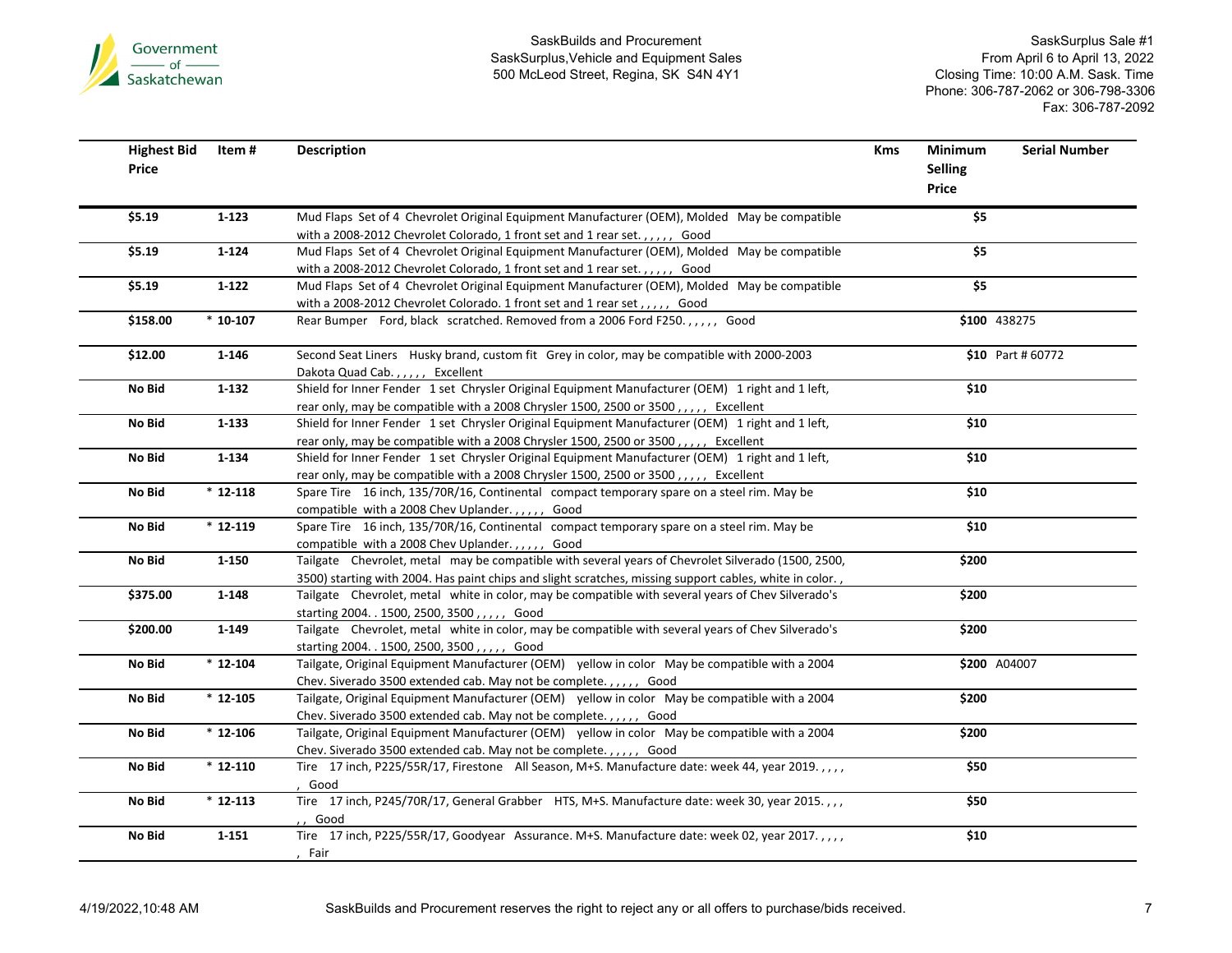| Highest Bid Price | Item # | Description | Kms | Minimum Selling Price | Serial Number |
|---|---|---|---|---|---|
| $5.19 | 1-123 | Mud Flaps Set of 4 Chevrolet Original Equipment Manufacturer (OEM), Molded May be compatible with a 2008-2012 Chevrolet Colorado, 1 front set and 1 rear set. , , , , , Good | | $5 | |
| $5.19 | 1-124 | Mud Flaps Set of 4 Chevrolet Original Equipment Manufacturer (OEM), Molded May be compatible with a 2008-2012 Chevrolet Colorado, 1 front set and 1 rear set. , , , , , Good | | $5 | |
| $5.19 | 1-122 | Mud Flaps Set of 4 Chevrolet Original Equipment Manufacturer (OEM), Molded May be compatible with a 2008-2012 Chevrolet Colorado. 1 front set and 1 rear set , , , , , Good | | $5 | |
| $158.00 | * 10-107 | Rear Bumper Ford, black scratched. Removed from a 2006 Ford F250. , , , , , Good | | $100 | 438275 |
| $12.00 | 1-146 | Second Seat Liners Husky brand, custom fit Grey in color, may be compatible with 2000-2003 Dakota Quad Cab. , , , , , Excellent | | $10 | Part # 60772 |
| No Bid | 1-132 | Shield for Inner Fender 1 set Chrysler Original Equipment Manufacturer (OEM) 1 right and 1 left, rear only, may be compatible with a 2008 Chrysler 1500, 2500 or 3500 , , , , , Excellent | | $10 | |
| No Bid | 1-133 | Shield for Inner Fender 1 set Chrysler Original Equipment Manufacturer (OEM) 1 right and 1 left, rear only, may be compatible with a 2008 Chrysler 1500, 2500 or 3500 , , , , , Excellent | | $10 | |
| No Bid | 1-134 | Shield for Inner Fender 1 set Chrysler Original Equipment Manufacturer (OEM) 1 right and 1 left, rear only, may be compatible with a 2008 Chrysler 1500, 2500 or 3500 , , , , , Excellent | | $10 | |
| No Bid | * 12-118 | Spare Tire 16 inch, 135/70R/16, Continental compact temporary spare on a steel rim. May be compatible with a 2008 Chev Uplander. , , , , , Good | | $10 | |
| No Bid | * 12-119 | Spare Tire 16 inch, 135/70R/16, Continental compact temporary spare on a steel rim. May be compatible with a 2008 Chev Uplander. , , , , , Good | | $10 | |
| No Bid | 1-150 | Tailgate Chevrolet, metal may be compatible with several years of Chevrolet Silverado (1500, 2500, 3500) starting with 2004. Has paint chips and slight scratches, missing support cables, white in color. , | | $200 | |
| $375.00 | 1-148 | Tailgate Chevrolet, metal white in color, may be compatible with several years of Chev Silverado's starting 2004. . 1500, 2500, 3500 , , , , , Good | | $200 | |
| $200.00 | 1-149 | Tailgate Chevrolet, metal white in color, may be compatible with several years of Chev Silverado's starting 2004. . 1500, 2500, 3500 , , , , , Good | | $200 | |
| No Bid | * 12-104 | Tailgate, Original Equipment Manufacturer (OEM) yellow in color May be compatible with a 2004 Chev. Siverado 3500 extended cab. May not be complete. , , , , , Good | | $200 | A04007 |
| No Bid | * 12-105 | Tailgate, Original Equipment Manufacturer (OEM) yellow in color May be compatible with a 2004 Chev. Siverado 3500 extended cab. May not be complete. , , , , , Good | | $200 | |
| No Bid | * 12-106 | Tailgate, Original Equipment Manufacturer (OEM) yellow in color May be compatible with a 2004 Chev. Siverado 3500 extended cab. May not be complete. , , , , , Good | | $200 | |
| No Bid | * 12-110 | Tire 17 inch, P225/55R/17, Firestone All Season, M+S. Manufacture date: week 44, year 2019. , , , , , Good | | $50 | |
| No Bid | * 12-113 | Tire 17 inch, P245/70R/17, General Grabber HTS, M+S. Manufacture date: week 30, year 2015. , , , , , Good | | $50 | |
| No Bid | 1-151 | Tire 17 inch, P225/55R/17, Goodyear Assurance. M+S. Manufacture date: week 02, year 2017. , , , , , Fair | | $10 | |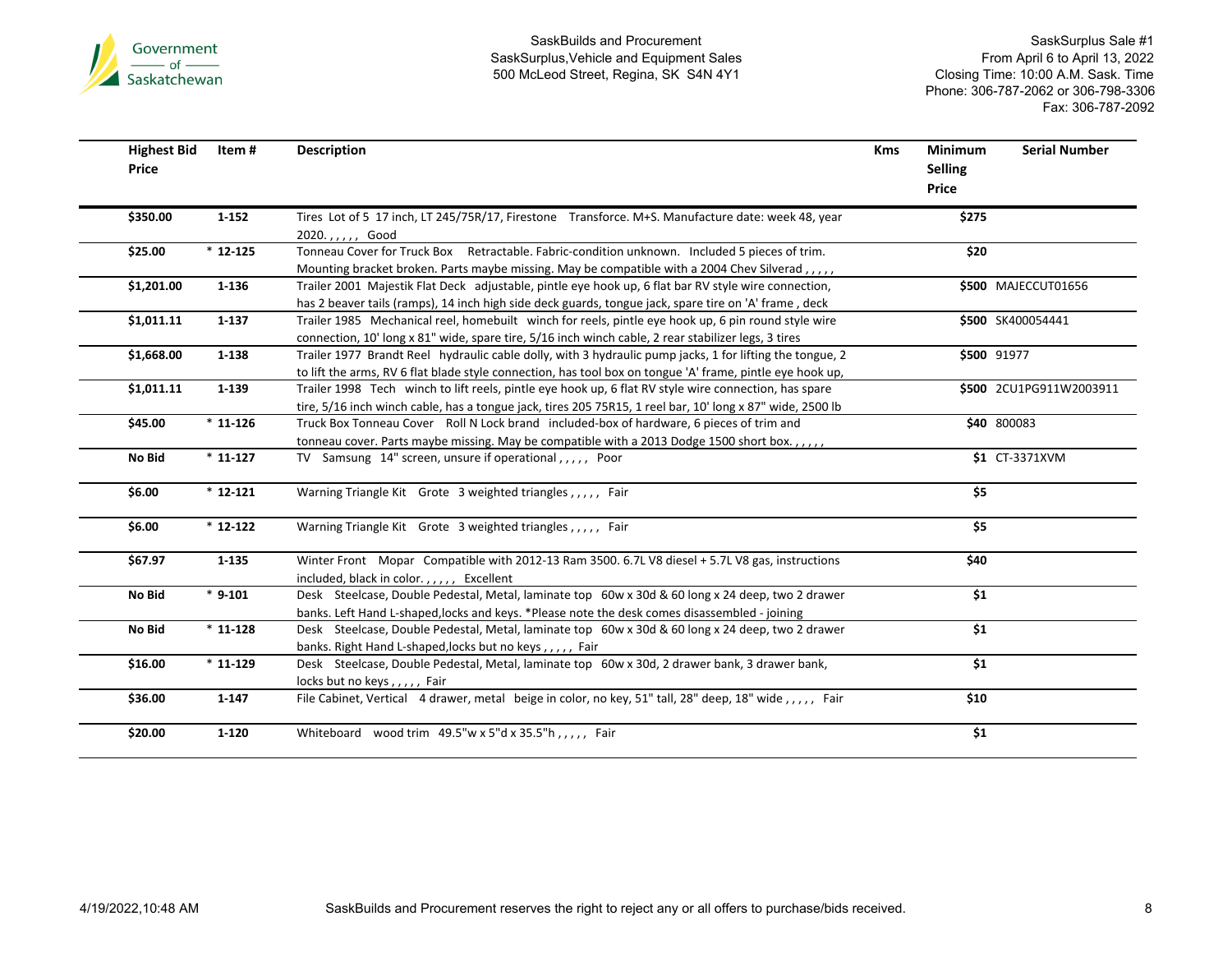Government of Saskatchewan

SaskBuilds and Procurement
SaskSurplus,Vehicle and Equipment Sales
500 McLeod Street, Regina, SK S4N 4Y1

SaskSurplus Sale #1
From April 6 to April 13, 2022
Closing Time: 10:00 A.M. Sask. Time
Phone: 306-787-2062 or 306-798-3306
Fax: 306-787-2092

| Highest Bid Price | Item # | Description | Kms | Minimum Selling Price | Serial Number |
|---|---|---|---|---|---|
| $350.00 | 1-152 | Tires Lot of 5 17 inch, LT 245/75R/17, Firestone Transforce. M+S. Manufacture date: week 48, year 2020. , , , , , Good | | $275 | |
| $25.00 | * 12-125 | Tonneau Cover for Truck Box Retractable. Fabric-condition unknown. Included 5 pieces of trim. Mounting bracket broken. Parts maybe missing. May be compatible with a 2004 Chev Silverad , , , , , | | $20 | |
| $1,201.00 | 1-136 | Trailer 2001 Majestik Flat Deck adjustable, pintle eye hook up, 6 flat bar RV style wire connection, has 2 beaver tails (ramps), 14 inch high side deck guards, tongue jack, spare tire on 'A' frame , deck | | $500 | MAJECCUT01656 |
| $1,011.11 | 1-137 | Trailer 1985 Mechanical reel, homebuilt winch for reels, pintle eye hook up, 6 pin round style wire connection, 10' long x 81" wide, spare tire, 5/16 inch winch cable, 2 rear stabilizer legs, 3 tires | | $500 | SK400054441 |
| $1,668.00 | 1-138 | Trailer 1977 Brandt Reel hydraulic cable dolly, with 3 hydraulic pump jacks, 1 for lifting the tongue, 2 to lift the arms, RV 6 flat blade style connection, has tool box on tongue 'A' frame, pintle eye hook up, | | $500 | 91977 |
| $1,011.11 | 1-139 | Trailer 1998 Tech winch to lift reels, pintle eye hook up, 6 flat RV style wire connection, has spare tire, 5/16 inch winch cable, has a tongue jack, tires 205 75R15, 1 reel bar, 10' long x 87" wide, 2500 lb | | $500 | 2CU1PG911W2003911 |
| $45.00 | * 11-126 | Truck Box Tonneau Cover Roll N Lock brand included-box of hardware, 6 pieces of trim and tonneau cover. Parts maybe missing. May be compatible with a 2013 Dodge 1500 short box. , , , , , | | $40 | 800083 |
| No Bid | * 11-127 | TV Samsung 14" screen, unsure if operational , , , , , Poor | | $1 | CT-3371XVM |
| $6.00 | * 12-121 | Warning Triangle Kit Grote 3 weighted triangles , , , , , Fair | | $5 | |
| $6.00 | * 12-122 | Warning Triangle Kit Grote 3 weighted triangles , , , , , Fair | | $5 | |
| $67.97 | 1-135 | Winter Front Mopar Compatible with 2012-13 Ram 3500. 6.7L V8 diesel + 5.7L V8 gas, instructions included, black in color. , , , , , Excellent | | $40 | |
| No Bid | * 9-101 | Desk Steelcase, Double Pedestal, Metal, laminate top 60w x 30d & 60 long x 24 deep, two 2 drawer banks. Left Hand L-shaped,locks and keys. *Please note the desk comes disassembled - joining | | $1 | |
| No Bid | * 11-128 | Desk Steelcase, Double Pedestal, Metal, laminate top 60w x 30d & 60 long x 24 deep, two 2 drawer banks. Right Hand L-shaped,locks but no keys , , , , , Fair | | $1 | |
| $16.00 | * 11-129 | Desk Steelcase, Double Pedestal, Metal, laminate top 60w x 30d, 2 drawer bank, 3 drawer bank, locks but no keys , , , , , Fair | | $1 | |
| $36.00 | 1-147 | File Cabinet, Vertical 4 drawer, metal beige in color, no key, 51" tall, 28" deep, 18" wide , , , , , Fair | | $10 | |
| $20.00 | 1-120 | Whiteboard wood trim 49.5"w x 5"d x 35.5"h , , , , , Fair | | $1 | |

4/19/2022,10:48 AM

SaskBuilds and Procurement reserves the right to reject any or all offers to purchase/bids received.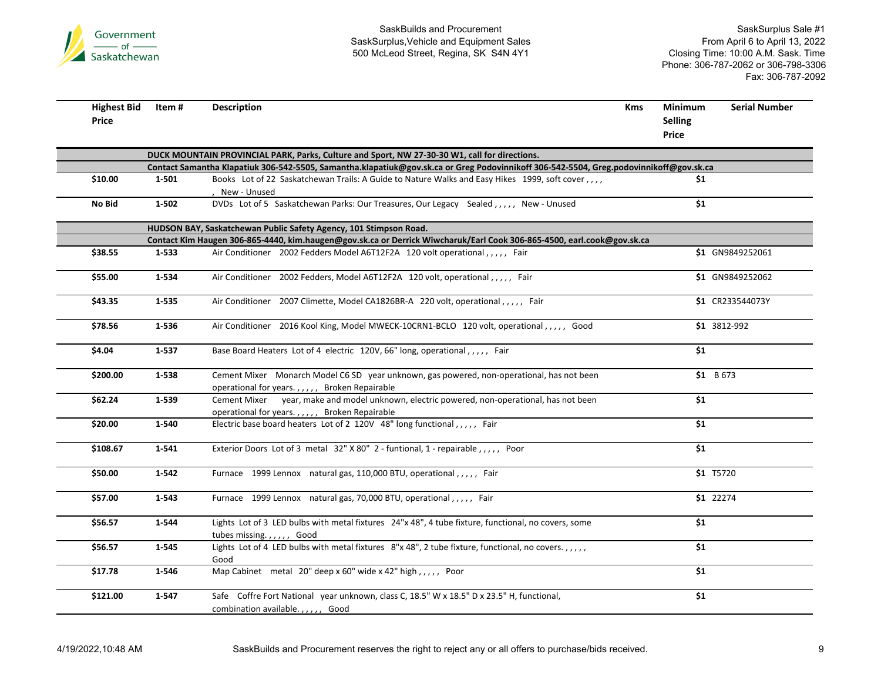| Highest Bid Price | Item # | Description | Kms | Minimum Selling Price | Serial Number |
|---|---|---|---|---|---|
| | | **DUCK MOUNTAIN PROVINCIAL PARK, Parks, Culture and Sport, NW 27-30-30 W1, call for directions.** | | | |
| | | **Contact Samantha Klapatiuk 306-542-5505, Samantha.klapatiuk@gov.sk.ca or Greg Podovinnikoff 306-542-5504, Greg.podovinnikoff@gov.sk.ca** | | | |
| **$10.00** | **1-501** | Books Lot of 22 Saskatchewan Trails: A Guide to Nature Walks and Easy Hikes 1999, soft cover , , , , , New - Unused | | **$1** | |
| **No Bid** | **1-502** | DVDs Lot of 5 Saskatchewan Parks: Our Treasures, Our Legacy Sealed , , , , , New - Unused | | **$1** | |
| | | **HUDSON BAY, Saskatchewan Public Safety Agency, 101 Stimpson Road.** | | | |
| | | **Contact Kim Haugen 306-865-4440, kim.haugen@gov.sk.ca or Derrick Wiwcharuk/Earl Cook 306-865-4500, earl.cook@gov.sk.ca** | | | |
| **$38.55** | **1-533** | Air Conditioner 2002 Fedders Model A6T12F2A 120 volt operational , , , , , Fair | | **$1** | GN9849252061 |
| **$55.00** | **1-534** | Air Conditioner 2002 Fedders, Model A6T12F2A 120 volt, operational , , , , , Fair | | **$1** | GN9849252062 |
| **$43.35** | **1-535** | Air Conditioner 2007 Climette, Model CA1826BR-A 220 volt, operational , , , , , Fair | | **$1** | CR233544073Y |
| **$78.56** | **1-536** | Air Conditioner 2016 Kool King, Model MWECK-10CRN1-BCLO 120 volt, operational , , , , , Good | | **$1** | 3812-992 |
| **$4.04** | **1-537** | Base Board Heaters Lot of 4 electric 120V, 66" long, operational , , , , , Fair | | **$1** | |
| **$200.00** | **1-538** | Cement Mixer Monarch Model C6 SD year unknown, gas powered, non-operational, has not been operational for years. , , , , , Broken Repairable | | **$1** | B 673 |
| **$62.24** | **1-539** | Cement Mixer year, make and model unknown, electric powered, non-operational, has not been operational for years. , , , , , Broken Repairable | | **$1** | |
| **$20.00** | **1-540** | Electric base board heaters Lot of 2 120V 48" long functional , , , , , Fair | | **$1** | |
| **$108.67** | **1-541** | Exterior Doors Lot of 3 metal 32" X 80" 2 - funtional, 1 - repairable , , , , , Poor | | **$1** | |
| **$50.00** | **1-542** | Furnace 1999 Lennox natural gas, 110,000 BTU, operational , , , , , Fair | | **$1** | T5720 |
| **$57.00** | **1-543** | Furnace 1999 Lennox natural gas, 70,000 BTU, operational , , , , , Fair | | **$1** | 22274 |
| **$56.57** | **1-544** | Lights Lot of 3 LED bulbs with metal fixtures 24"x 48", 4 tube fixture, functional, no covers, some tubes missing. , , , , , Good | | **$1** | |
| **$56.57** | **1-545** | Lights Lot of 4 LED bulbs with metal fixtures 8"x 48", 2 tube fixture, functional, no covers. , , , , , Good | | **$1** | |
| **$17.78** | **1-546** | Map Cabinet metal 20" deep x 60" wide x 42" high , , , , , Poor | | **$1** | |
| **$121.00** | **1-547** | Safe Coffre Fort National year unknown, class C, 18.5" W x 18.5" D x 23.5" H, functional, combination available. , , , , , Good | | **$1** | |

SaskBuilds and Procurement reserves the right to reject any or all offers to purchase/bids received.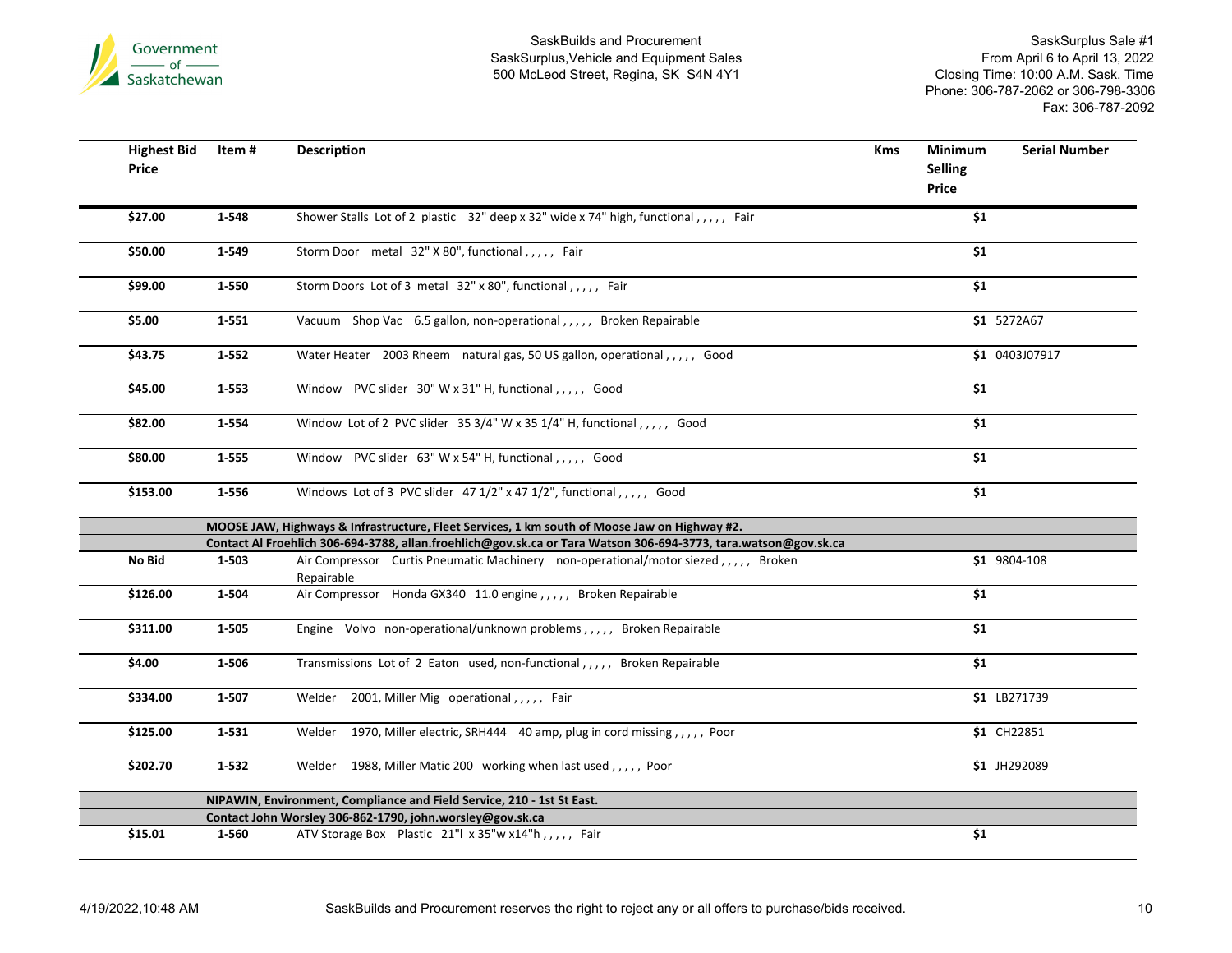| Highest Bid Price | Item # | Description | Kms | Minimum Selling Price | Serial Number |
|---|---|---|---|---|---|
| $27.00 | 1-548 | Shower Stalls Lot of 2 plastic 32" deep x 32" wide x 74" high, functional , , , , , Fair | | $1 | |
| $50.00 | 1-549 | Storm Door metal 32" X 80", functional , , , , , Fair | | $1 | |
| $99.00 | 1-550 | Storm Doors Lot of 3 metal 32" x 80", functional , , , , , Fair | | $1 | |
| $5.00 | 1-551 | Vacuum Shop Vac 6.5 gallon, non-operational , , , , , Broken Repairable | | $1 | 5272A67 |
| $43.75 | 1-552 | Water Heater 2003 Rheem natural gas, 50 US gallon, operational , , , , , Good | | $1 | 0403J07917 |
| $45.00 | 1-553 | Window PVC slider 30" W x 31" H, functional , , , , , Good | | $1 | |
| $82.00 | 1-554 | Window Lot of 2 PVC slider 35 3/4" W x 35 1/4" H, functional , , , , , Good | | $1 | |
| $80.00 | 1-555 | Window PVC slider 63" W x 54" H, functional , , , , , Good | | $1 | |
| $153.00 | 1-556 | Windows Lot of 3 PVC slider 47 1/2" x 47 1/2", functional , , , , , Good | | $1 | |
| | **MOOSE JAW, Highways & Infrastructure, Fleet Services, 1 km south of Moose Jaw on Highway #2.** | | | | |
| | **Contact Al Froehlich 306-694-3788, allan.froehlich@gov.sk.ca or Tara Watson 306-694-3773, tara.watson@gov.sk.ca** | | | | |
| No Bid | 1-503 | Air Compressor Curtis Pneumatic Machinery non-operational/motor siezed , , , , , Broken Repairable | | $1 | 9804-108 |
| $126.00 | 1-504 | Air Compressor Honda GX340 11.0 engine , , , , , Broken Repairable | | $1 | |
| $311.00 | 1-505 | Engine Volvo non-operational/unknown problems , , , , , Broken Repairable | | $1 | |
| $4.00 | 1-506 | Transmissions Lot of 2 Eaton used, non-functional , , , , , Broken Repairable | | $1 | |
| $334.00 | 1-507 | Welder 2001, Miller Mig operational , , , , , Fair | | $1 | LB271739 |
| $125.00 | 1-531 | Welder 1970, Miller electric, SRH444 40 amp, plug in cord missing , , , , , Poor | | $1 | CH22851 |
| $202.70 | 1-532 | Welder 1988, Miller Matic 200 working when last used , , , , , Poor | | $1 | JH292089 |
| | **NIPAWIN, Environment, Compliance and Field Service, 210 - 1st St East.** | | | | |
| | **Contact John Worsley 306-862-1790, john.worsley@gov.sk.ca** | | | | |
| $15.01 | 1-560 | ATV Storage Box Plastic 21"l x 35"w x14"h , , , , , Fair | | $1 | |

SaskBuilds and Procurement reserves the right to reject any or all offers to purchase/bids received.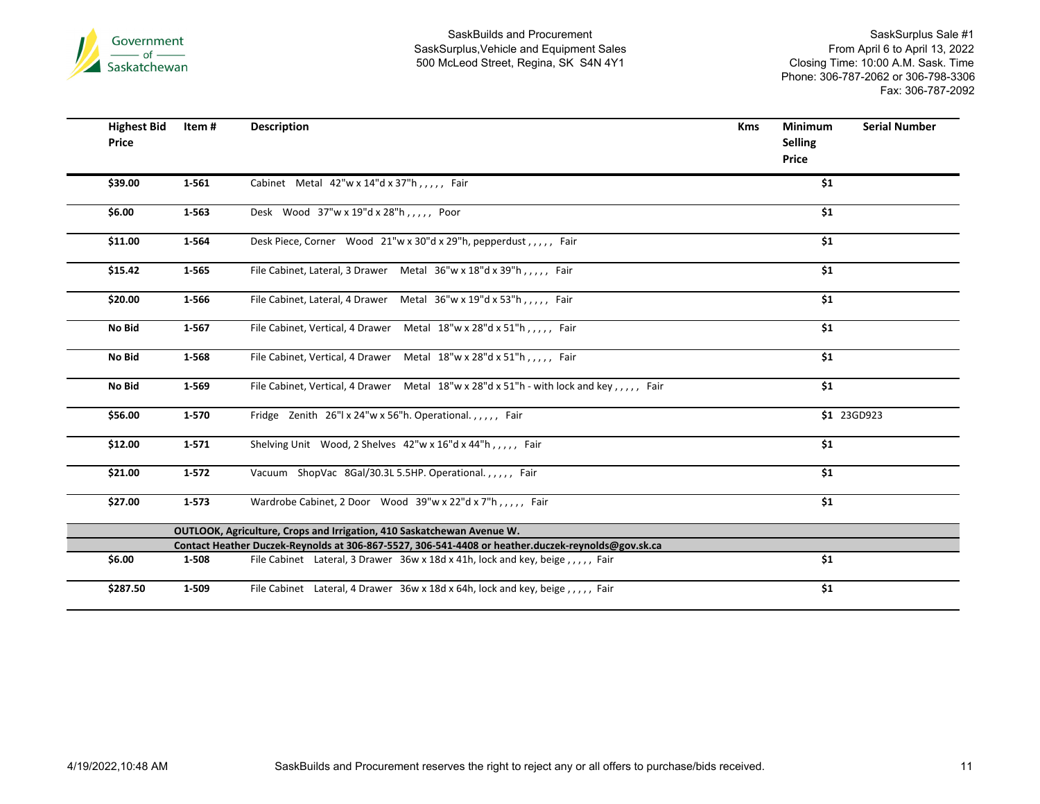Government of Saskatchewan

SaskBuilds and Procurement
SaskSurplus,Vehicle and Equipment Sales
500 McLeod Street, Regina, SK S4N 4Y1

SaskSurplus Sale #1
From April 6 to April 13, 2022
Closing Time: 10:00 A.M. Sask. Time
Phone: 306-787-2062 or 306-798-3306
Fax: 306-787-2092

| Highest Bid Price | Item # | Description | Kms | Minimum Selling Price | Serial Number |
|---|---|---|---|---|---|
| $39.00 | 1-561 | Cabinet Metal 42"w x 14"d x 37"h , , , , , Fair | | $1 | |
| $6.00 | 1-563 | Desk Wood 37"w x 19"d x 28"h , , , , , Poor | | $1 | |
| $11.00 | 1-564 | Desk Piece, Corner Wood 21"w x 30"d x 29"h, pepperdust , , , , , Fair | | $1 | |
| $15.42 | 1-565 | File Cabinet, Lateral, 3 Drawer Metal 36"w x 18"d x 39"h , , , , , Fair | | $1 | |
| $20.00 | 1-566 | File Cabinet, Lateral, 4 Drawer Metal 36"w x 19"d x 53"h , , , , , Fair | | $1 | |
| No Bid | 1-567 | File Cabinet, Vertical, 4 Drawer Metal 18"w x 28"d x 51"h , , , , , Fair | | $1 | |
| No Bid | 1-568 | File Cabinet, Vertical, 4 Drawer Metal 18"w x 28"d x 51"h , , , , , Fair | | $1 | |
| No Bid | 1-569 | File Cabinet, Vertical, 4 Drawer Metal 18"w x 28"d x 51"h - with lock and key , , , , , Fair | | $1 | |
| $56.00 | 1-570 | Fridge Zenith 26"l x 24"w x 56"h. Operational. , , , , , Fair | | $1 | 23GD923 |
| $12.00 | 1-571 | Shelving Unit Wood, 2 Shelves 42"w x 16"d x 44"h , , , , , Fair | | $1 | |
| $21.00 | 1-572 | Vacuum ShopVac 8Gal/30.3L 5.5HP. Operational. , , , , , Fair | | $1 | |
| $27.00 | 1-573 | Wardrobe Cabinet, 2 Door Wood 39"w x 22"d x 7"h , , , , , Fair | | $1 | |
| | **OUTLOOK, Agriculture, Crops and Irrigation, 410 Saskatchewan Avenue W.** | | | | |
| | **Contact Heather Duczek-Reynolds at 306-867-5527, 306-541-4408 or heather.duczek-reynolds@gov.sk.ca** | | | | |
| $6.00 | 1-508 | File Cabinet Lateral, 3 Drawer 36w x 18d x 41h, lock and key, beige , , , , , Fair | | $1 | |
| $287.50 | 1-509 | File Cabinet Lateral, 4 Drawer 36w x 18d x 64h, lock and key, beige , , , , , Fair | | $1 | |

4/19/2022,10:48 AM

SaskBuilds and Procurement reserves the right to reject any or all offers to purchase/bids received.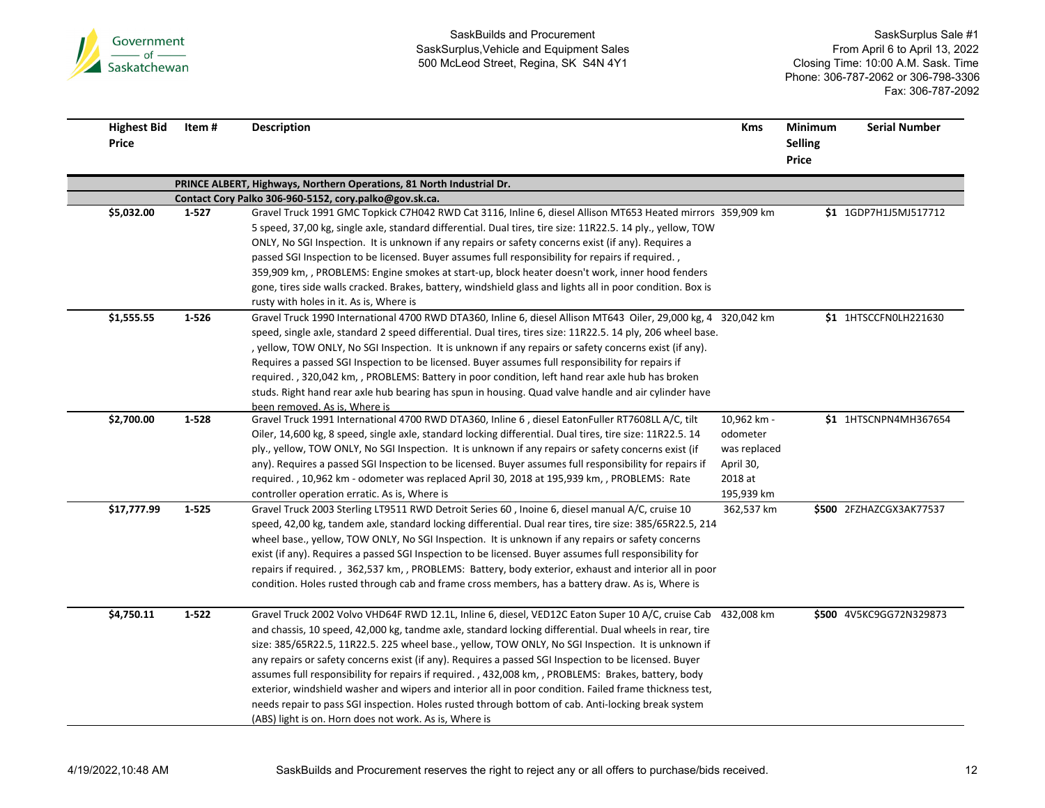| Highest Bid Price | Item # | Description | Kms | Minimum Selling Price | Serial Number |
|---|---|---|---|---|---|
| | | **PRINCE ALBERT, Highways, Northern Operations, 81 North Industrial Dr.** | | | |
| | | **Contact Cory Palko 306-960-5152, cory.palko@gov.sk.ca.** | | | |
| **$5,032.00** | **1-527** | Gravel Truck 1991 GMC Topkick C7H042 RWD Cat 3116, Inline 6, diesel Allison MT653 Heated mirrors 5 speed, 37,00 kg, single axle, standard differential. Dual tires, tire size: 11R22.5. 14 ply., yellow, TOW ONLY, No SGI Inspection. It is unknown if any repairs or safety concerns exist (if any). Requires a passed SGI Inspection to be licensed. Buyer assumes full responsibility for repairs if required. , 359,909 km, , PROBLEMS: Engine smokes at start-up, block heater doesn't work, inner hood fenders gone, tires side walls cracked. Brakes, battery, windshield glass and lights all in poor condition. Box is rusty with holes in it. As is, Where is | 359,909 km | $1 | 1GDP7H1J5MJ517712 |
| **$1,555.55** | **1-526** | Gravel Truck 1990 International 4700 RWD DTA360, Inline 6, diesel Allison MT643 Oiler, 29,000 kg, 4 speed, single axle, standard 2 speed differential. Dual tires, tires size: 11R22.5. 14 ply, 206 wheel base. , yellow, TOW ONLY, No SGI Inspection. It is unknown if any repairs or safety concerns exist (if any). Requires a passed SGI Inspection to be licensed. Buyer assumes full responsibility for repairs if required. , 320,042 km, , PROBLEMS: Battery in poor condition, left hand rear axle hub has broken studs. Right hand rear axle hub bearing has spun in housing. Quad valve handle and air cylinder have been removed. As is, Where is | 320,042 km | $1 | 1HTSCCFN0LH221630 |
| **$2,700.00** | **1-528** | Gravel Truck 1991 International 4700 RWD DTA360, Inline 6 , diesel EatonFuller RT7608LL A/C, tilt Oiler, 14,600 kg, 8 speed, single axle, standard locking differential. Dual tires, tire size: 11R22.5. 14 ply., yellow, TOW ONLY, No SGI Inspection. It is unknown if any repairs or safety concerns exist (if any). Requires a passed SGI Inspection to be licensed. Buyer assumes full responsibility for repairs if required. , 10,962 km - odometer was replaced April 30, 2018 at 195,939 km, , PROBLEMS: Rate controller operation erratic. As is, Where is | 10,962 km - odometer was replaced April 30, 2018 at 195,939 km | $1 | 1HTSCNPN4MH367654 |
| **$17,777.99** | **1-525** | Gravel Truck 2003 Sterling LT9511 RWD Detroit Series 60 , Inoine 6, diesel manual A/C, cruise 10 speed, 42,00 kg, tandem axle, standard locking differential. Dual rear tires, tire size: 385/65R22.5, 214 wheel base., yellow, TOW ONLY, No SGI Inspection. It is unknown if any repairs or safety concerns exist (if any). Requires a passed SGI Inspection to be licensed. Buyer assumes full responsibility for repairs if required. , 362,537 km, , PROBLEMS: Battery, body exterior, exhaust and interior all in poor condition. Holes rusted through cab and frame cross members, has a battery draw. As is, Where is | 362,537 km | $500 | 2FZHAZCGX3AK77537 |
| **$4,750.11** | **1-522** | Gravel Truck 2002 Volvo VHD64F RWD 12.1L, Inline 6, diesel, VED12C Eaton Super 10 A/C, cruise Cab and chassis, 10 speed, 42,000 kg, tandme axle, standard locking differential. Dual wheels in rear, tire size: 385/65R22.5, 11R22.5. 225 wheel base., yellow, TOW ONLY, No SGI Inspection. It is unknown if any repairs or safety concerns exist (if any). Requires a passed SGI Inspection to be licensed. Buyer assumes full responsibility for repairs if required. , 432,008 km, , PROBLEMS: Brakes, battery, body exterior, windshield washer and wipers and interior all in poor condition. Failed frame thickness test, needs repair to pass SGI inspection. Holes rusted through bottom of cab. Anti-locking break system (ABS) light is on. Horn does not work. As is, Where is | 432,008 km | $500 | 4V5KC9GG72N329873 |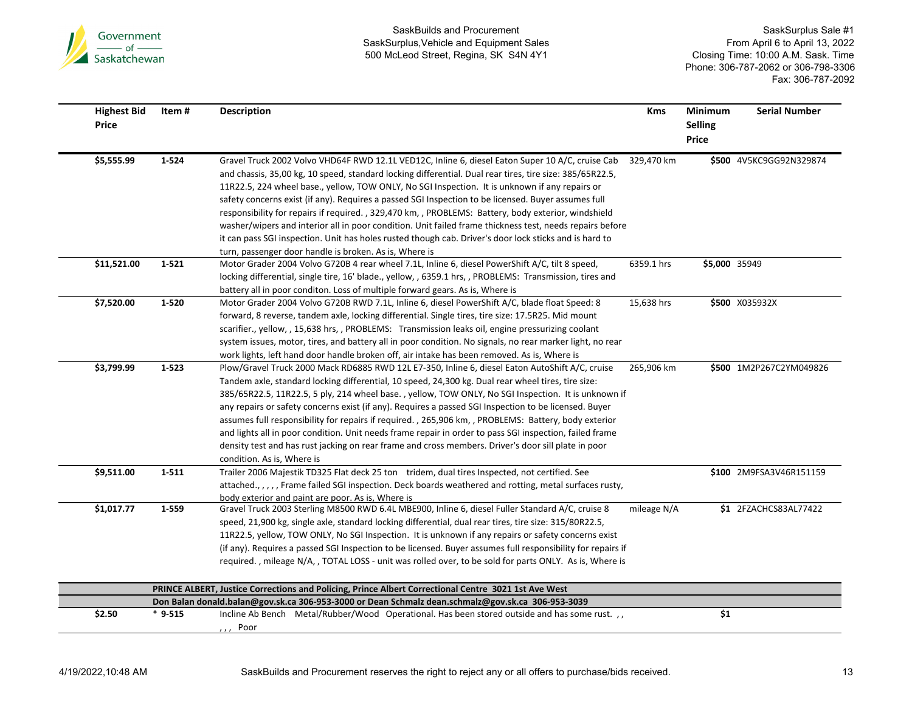| Highest Bid Price | Item # | Description | Kms | Minimum Selling Price | Serial Number |
|---|---|---|---|---|---|
| $5,555.99 | 1-524 | Gravel Truck 2002 Volvo VHD64F RWD 12.1L VED12C, Inline 6, diesel Eaton Super 10 A/C, cruise Cab and chassis, 35,00 kg, 10 speed, standard locking differential. Dual rear tires, tire size: 385/65R22.5, 11R22.5, 224 wheel base., yellow, TOW ONLY, No SGI Inspection. It is unknown if any repairs or safety concerns exist (if any). Requires a passed SGI Inspection to be licensed. Buyer assumes full responsibility for repairs if required. , 329,470 km, , PROBLEMS: Battery, body exterior, windshield washer/wipers and interior all in poor condition. Unit failed frame thickness test, needs repairs before it can pass SGI inspection. Unit has holes rusted though cab. Driver's door lock sticks and is hard to turn, passenger door handle is broken. As is, Where is | 329,470 km | $500 | 4V5KC9GG92N329874 |
| $11,521.00 | 1-521 | Motor Grader 2004 Volvo G720B 4 rear wheel 7.1L, Inline 6, diesel PowerShift A/C, tilt 8 speed, locking differential, single tire, 16' blade., yellow, , 6359.1 hrs, , PROBLEMS: Transmission, tires and battery all in poor conditon. Loss of multiple forward gears. As is, Where is | 6359.1 hrs | $5,000 | 35949 |
| $7,520.00 | 1-520 | Motor Grader 2004 Volvo G720B RWD 7.1L, Inline 6, diesel PowerShift A/C, blade float Speed: 8 forward, 8 reverse, tandem axle, locking differential. Single tires, tire size: 17.5R25. Mid mount scarifier., yellow, , 15,638 hrs, , PROBLEMS: Transmission leaks oil, engine pressurizing coolant system issues, motor, tires, and battery all in poor condition. No signals, no rear marker light, no rear work lights, left hand door handle broken off, air intake has been removed. As is, Where is | 15,638 hrs | $500 | X035932X |
| $3,799.99 | 1-523 | Plow/Gravel Truck 2000 Mack RD6885 RWD 12L E7-350, Inline 6, diesel Eaton AutoShift A/C, cruise Tandem axle, standard locking differential, 10 speed, 24,300 kg. Dual rear wheel tires, tire size: 385/65R22.5, 11R22.5, 5 ply, 214 wheel base. , yellow, TOW ONLY, No SGI Inspection. It is unknown if any repairs or safety concerns exist (if any). Requires a passed SGI Inspection to be licensed. Buyer assumes full responsibility for repairs if required. , 265,906 km, , PROBLEMS: Battery, body exterior and lights all in poor condition. Unit needs frame repair in order to pass SGI inspection, failed frame density test and has rust jacking on rear frame and cross members. Driver's door sill plate in poor condition. As is, Where is | 265,906 km | $500 | 1M2P267C2YM049826 |
| $9,511.00 | 1-511 | Trailer 2006 Majestik TD325 Flat deck 25 ton tridem, dual tires Inspected, not certified. See attached., , , , , Frame failed SGI inspection. Deck boards weathered and rotting, metal surfaces rusty, body exterior and paint are poor. As is, Where is | | $100 | 2M9FSA3V46R151159 |
| $1,017.77 | 1-559 | Gravel Truck 2003 Sterling M8500 RWD 6.4L MBE900, Inline 6, diesel Fuller Standard A/C, cruise 8 speed, 21,900 kg, single axle, standard locking differential, dual rear tires, tire size: 315/80R22.5, 11R22.5, yellow, TOW ONLY, No SGI Inspection. It is unknown if any repairs or safety concerns exist (if any). Requires a passed SGI Inspection to be licensed. Buyer assumes full responsibility for repairs if required. , mileage N/A, , TOTAL LOSS - unit was rolled over, to be sold for parts ONLY. As is, Where is | mileage N/A | $1 | 2FZACHCS83AL77422 |
| | | **PRINCE ALBERT, Justice Corrections and Policing, Prince Albert Correctional Centre 3021 1st Ave West** | | | |
| | | **Don Balan donald.balan@gov.sk.ca 306-953-3000 or Dean Schmalz dean.schmalz@gov.sk.ca 306-953-3039** | | | |
| $2.50 | * 9-515 | Incline Ab Bench Metal/Rubber/Wood Operational. Has been stored outside and has some rust. , , , , , Poor | | $1 | |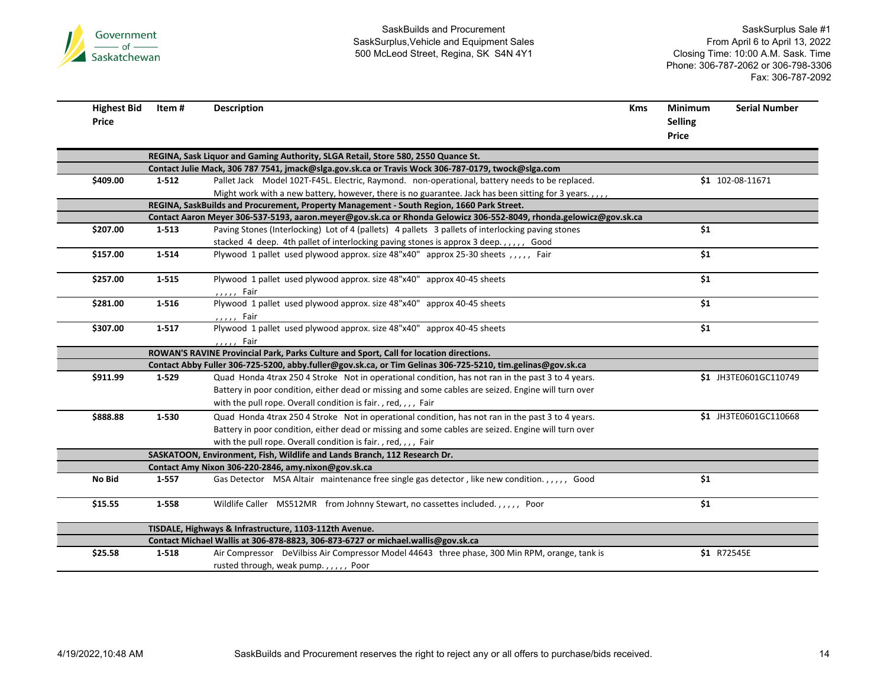| Highest Bid Price | Item # | Description | Kms | Minimum Selling Price | Serial Number |
|---|---|---|---|---|---|
| | | **REGINA, Sask Liquor and Gaming Authority, SLGA Retail, Store 580, 2550 Quance St.** | | | |
| | | **Contact Julie Mack, 306 787 7541, jmack@slga.gov.sk.ca or Travis Wock 306-787-0179, twock@slga.com** | | | |
| **$409.00** | **1-512** | Pallet Jack Model 102T-F45L. Electric, Raymond. non-operational, battery needs to be replaced. Might work with a new battery, however, there is no guarantee. Jack has been sitting for 3 years. , , , , | | **$1** | 102-08-11671 |
| | | **REGINA, SaskBuilds and Procurement, Property Management - South Region, 1660 Park Street.** | | | |
| | | **Contact Aaron Meyer 306-537-5193, aaron.meyer@gov.sk.ca or Rhonda Gelowicz 306-552-8049, rhonda.gelowicz@gov.sk.ca** | | | |
| **$207.00** | **1-513** | Paving Stones (Interlocking) Lot of 4 (pallets) 4 pallets 3 pallets of interlocking paving stones stacked 4 deep. 4th pallet of interlocking paving stones is approx 3 deep. , , , , , Good | | **$1** | |
| **$157.00** | **1-514** | Plywood 1 pallet used plywood approx. size 48"x40" approx 25-30 sheets , , , , , Fair | | **$1** | |
| **$257.00** | **1-515** | Plywood 1 pallet used plywood approx. size 48"x40" approx 40-45 sheets , , , , , Fair | | **$1** | |
| **$281.00** | **1-516** | Plywood 1 pallet used plywood approx. size 48"x40" approx 40-45 sheets , , , , , Fair | | **$1** | |
| **$307.00** | **1-517** | Plywood 1 pallet used plywood approx. size 48"x40" approx 40-45 sheets , , , , , Fair | | **$1** | |
| | | **ROWAN'S RAVINE Provincial Park, Parks Culture and Sport, Call for location directions.** | | | |
| | | **Contact Abby Fuller 306-725-5200, abby.fuller@gov.sk.ca, or Tim Gelinas 306-725-5210, tim.gelinas@gov.sk.ca** | | | |
| **$911.99** | **1-529** | Quad Honda 4trax 250 4 Stroke Not in operational condition, has not ran in the past 3 to 4 years. Battery in poor condition, either dead or missing and some cables are seized. Engine will turn over with the pull rope. Overall condition is fair. , red, , , , Fair | | **$1** | JH3TE0601GC110749 |
| **$888.88** | **1-530** | Quad Honda 4trax 250 4 Stroke Not in operational condition, has not ran in the past 3 to 4 years. Battery in poor condition, either dead or missing and some cables are seized. Engine will turn over with the pull rope. Overall condition is fair. , red, , , , Fair | | **$1** | JH3TE0601GC110668 |
| | | **SASKATOON, Environment, Fish, Wildlife and Lands Branch, 112 Research Dr.** | | | |
| | | **Contact Amy Nixon 306-220-2846, amy.nixon@gov.sk.ca** | | | |
| **No Bid** | **1-557** | Gas Detector MSA Altair maintenance free single gas detector , like new condition. , , , , , Good | | **$1** | |
| **$15.55** | **1-558** | Wildlife Caller MS512MR from Johnny Stewart, no cassettes included. , , , , , Poor | | **$1** | |
| | | **TISDALE, Highways & Infrastructure, 1103-112th Avenue.** | | | |
| | | **Contact Michael Wallis at 306-878-8823, 306-873-6727 or michael.wallis@gov.sk.ca** | | | |
| **$25.58** | **1-518** | Air Compressor DeVilbiss Air Compressor Model 44643 three phase, 300 Min RPM, orange, tank is rusted through, weak pump. , , , , , Poor | | **$1** | R72545E |

4/19/2022,10:48 AM SaskBuilds and Procurement reserves the right to reject any or all offers to purchase/bids received.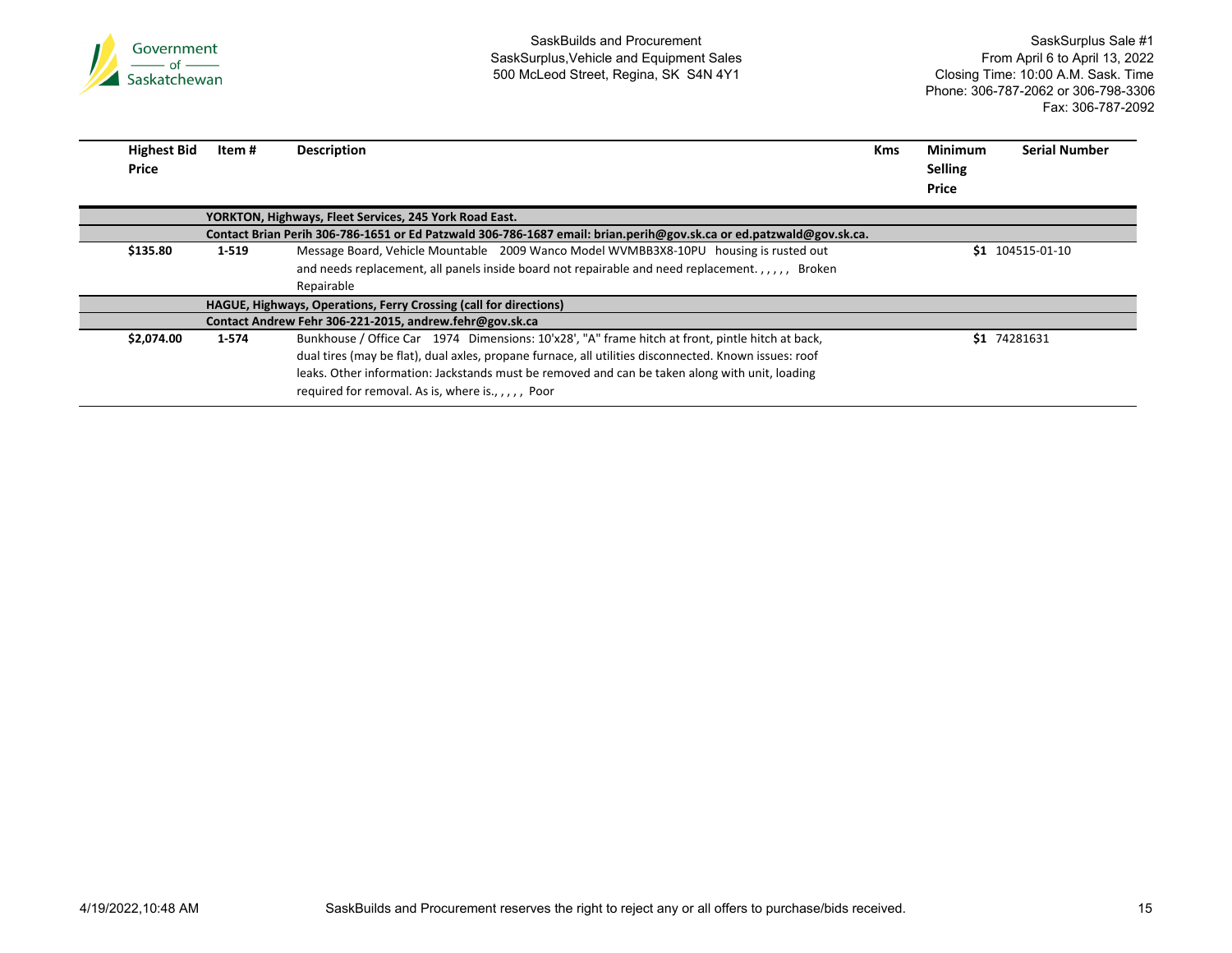| Highest Bid Price | Item # | Description | Kms | Minimum Selling Price | Serial Number |
|---|---|---|---|---|---|
| | | **YORKTON, Highways, Fleet Services, 245 York Road East.** | | | |
| | | **Contact Brian Perih 306-786-1651 or Ed Patzwald 306-786-1687 email: brian.perih@gov.sk.ca or ed.patzwald@gov.sk.ca.** | | | |
| **$135.80** | **1-519** | Message Board, Vehicle Mountable 2009 Wanco Model WVMBB3X8-10PU housing is rusted out and needs replacement, all panels inside board not repairable and need replacement. , , , , , Broken Repairable | | **$1** | 104515-01-10 |
| | | **HAGUE, Highways, Operations, Ferry Crossing (call for directions)** | | | |
| | | **Contact Andrew Fehr 306-221-2015, andrew.fehr@gov.sk.ca** | | | |
| **$2,074.00** | **1-574** | Bunkhouse / Office Car 1974 Dimensions: 10'x28', "A" frame hitch at front, pintle hitch at back, dual tires (may be flat), dual axles, propane furnace, all utilities disconnected. Known issues: roof leaks. Other information: Jackstands must be removed and can be taken along with unit, loading required for removal. As is, where is., , , , , Poor | | **$1** | 74281631 |